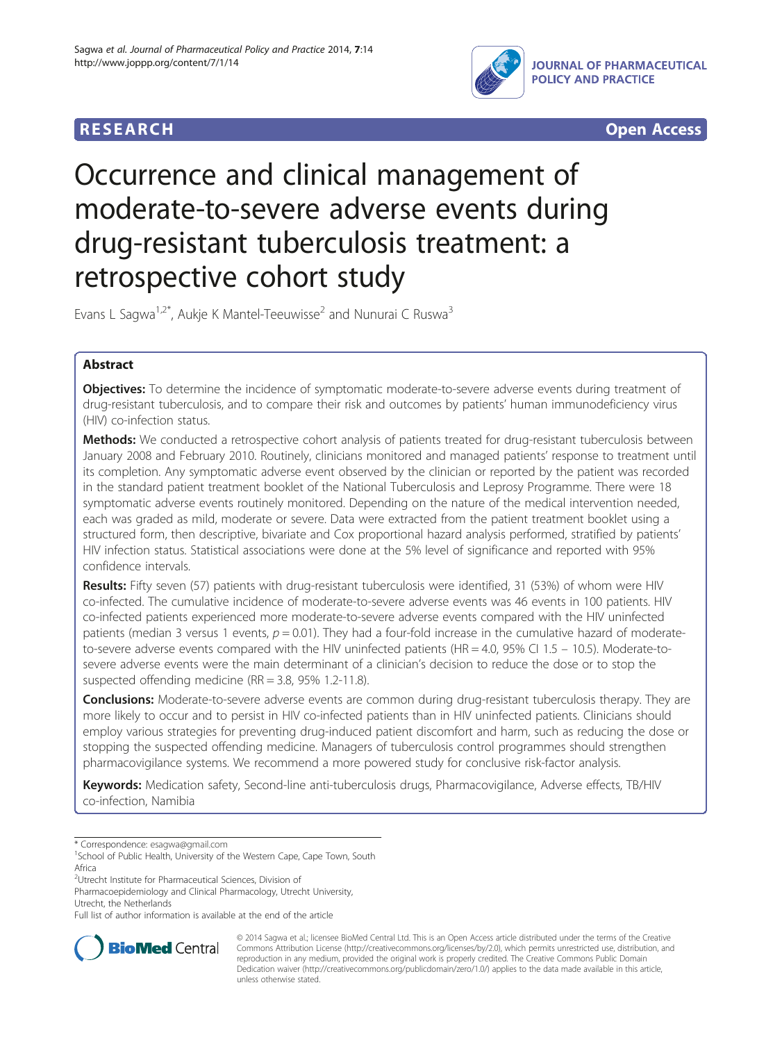RESEARCH Open Access

# Occurrence and clinical management of moderate-to-severe adverse events during drug-resistant tuberculosis treatment: a retrospective cohort study

Evans L Sagwa[1,2*], Aukje K Mantel-Teeuwisse[2] and Nunurai C Ruswa[3]

## Abstract

**Objectives:** To determine the incidence of symptomatic moderate-to-severe adverse events during treatment of drug-resistant tuberculosis, and to compare their risk and outcomes by patients' human immunodeficiency virus (HIV) co-infection status.

**Methods:** We conducted a retrospective cohort analysis of patients treated for drug-resistant tuberculosis between January 2008 and February 2010. Routinely, clinicians monitored and managed patients' response to treatment until its completion. Any symptomatic adverse event observed by the clinician or reported by the patient was recorded in the standard patient treatment booklet of the National Tuberculosis and Leprosy Programme. There were 18 symptomatic adverse events routinely monitored. Depending on the nature of the medical intervention needed, each was graded as mild, moderate or severe. Data were extracted from the patient treatment booklet using a structured form, then descriptive, bivariate and Cox proportional hazard analysis performed, stratified by patients' HIV infection status. Statistical associations were done at the 5% level of significance and reported with 95% confidence intervals.

**Results:** Fifty seven (57) patients with drug-resistant tuberculosis were identified, 31 (53%) of whom were HIV co-infected. The cumulative incidence of moderate-to-severe adverse events was 46 events in 100 patients. HIV co-infected patients experienced more moderate-to-severe adverse events compared with the HIV uninfected patients (median 3 versus 1 events, $p = 0.01$). They had a four-fold increase in the cumulative hazard of moderate-to-severe adverse events compared with the HIV uninfected patients (HR = 4.0, 95% CI 1.5 – 10.5). Moderate-to-severe adverse events were the main determinant of a clinician's decision to reduce the dose or to stop the suspected offending medicine (RR = 3.8, 95% 1.2-11.8).

**Conclusions:** Moderate-to-severe adverse events are common during drug-resistant tuberculosis therapy. They are more likely to occur and to persist in HIV co-infected patients than in HIV uninfected patients. Clinicians should employ various strategies for preventing drug-induced patient discomfort and harm, such as reducing the dose or stopping the suspected offending medicine. Managers of tuberculosis control programmes should strengthen pharmacovigilance systems. We recommend a more powered study for conclusive risk-factor analysis.

**Keywords:** Medication safety, Second-line anti-tuberculosis drugs, Pharmacovigilance, Adverse effects, TB/HIV co-infection, Namibia

\* Correspondence: esagwa@gmail.com

[1]School of Public Health, University of the Western Cape, Cape Town, South Africa

[2]Utrecht Institute for Pharmaceutical Sciences, Division of Pharmacoepidemiology and Clinical Pharmacology, Utrecht University, Utrecht, the Netherlands

Full list of author information is available at the end of the article

© 2014 Sagwa et al.; licensee BioMed Central Ltd. This is an Open Access article distributed under the terms of the Creative Commons Attribution License (http://creativecommons.org/licenses/by/2.0), which permits unrestricted use, distribution, and reproduction in any medium, provided the original work is properly credited. The Creative Commons Public Domain Dedication waiver (http://creativecommons.org/publicdomain/zero/1.0/) applies to the data made available in this article, unless otherwise stated.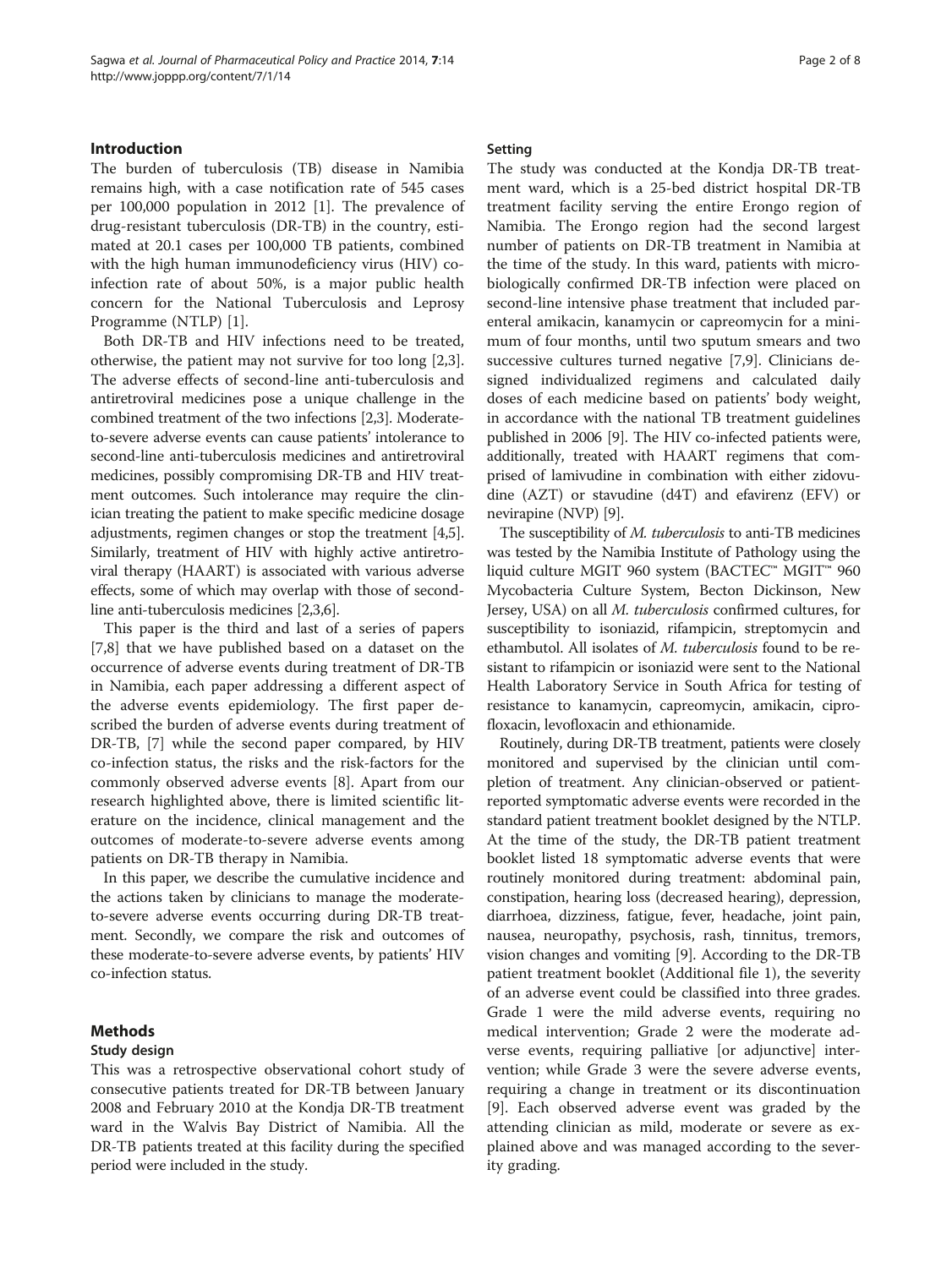## Introduction

The burden of tuberculosis (TB) disease in Namibia remains high, with a case notification rate of 545 cases per 100,000 population in 2012 [1]. The prevalence of drug-resistant tuberculosis (DR-TB) in the country, estimated at 20.1 cases per 100,000 TB patients, combined with the high human immunodeficiency virus (HIV) co-infection rate of about 50%, is a major public health concern for the National Tuberculosis and Leprosy Programme (NTLP) [1].

Both DR-TB and HIV infections need to be treated, otherwise, the patient may not survive for too long [2,3]. The adverse effects of second-line anti-tuberculosis and antiretroviral medicines pose a unique challenge in the combined treatment of the two infections [2,3]. Moderate-to-severe adverse events can cause patients' intolerance to second-line anti-tuberculosis medicines and antiretroviral medicines, possibly compromising DR-TB and HIV treatment outcomes. Such intolerance may require the clinician treating the patient to make specific medicine dosage adjustments, regimen changes or stop the treatment [4,5]. Similarly, treatment of HIV with highly active antiretroviral therapy (HAART) is associated with various adverse effects, some of which may overlap with those of second-line anti-tuberculosis medicines [2,3,6].

This paper is the third and last of a series of papers [7,8] that we have published based on a dataset on the occurrence of adverse events during treatment of DR-TB in Namibia, each paper addressing a different aspect of the adverse events epidemiology. The first paper described the burden of adverse events during treatment of DR-TB, [7] while the second paper compared, by HIV co-infection status, the risks and the risk-factors for the commonly observed adverse events [8]. Apart from our research highlighted above, there is limited scientific literature on the incidence, clinical management and the outcomes of moderate-to-severe adverse events among patients on DR-TB therapy in Namibia.

In this paper, we describe the cumulative incidence and the actions taken by clinicians to manage the moderate-to-severe adverse events occurring during DR-TB treatment. Secondly, we compare the risk and outcomes of these moderate-to-severe adverse events, by patients' HIV co-infection status.

## Methods

### Study design

This was a retrospective observational cohort study of consecutive patients treated for DR-TB between January 2008 and February 2010 at the Kondja DR-TB treatment ward in the Walvis Bay District of Namibia. All the DR-TB patients treated at this facility during the specified period were included in the study.

### Setting

The study was conducted at the Kondja DR-TB treatment ward, which is a 25-bed district hospital DR-TB treatment facility serving the entire Erongo region of Namibia. The Erongo region had the second largest number of patients on DR-TB treatment in Namibia at the time of the study. In this ward, patients with microbiologically confirmed DR-TB infection were placed on second-line intensive phase treatment that included parenteral amikacin, kanamycin or capreomycin for a minimum of four months, until two sputum smears and two successive cultures turned negative [7,9]. Clinicians designed individualized regimens and calculated daily doses of each medicine based on patients' body weight, in accordance with the national TB treatment guidelines published in 2006 [9]. The HIV co-infected patients were, additionally, treated with HAART regimens that comprised of lamivudine in combination with either zidovudine (AZT) or stavudine (d4T) and efavirenz (EFV) or nevirapine (NVP) [9].

The susceptibility of *M. tuberculosis* to anti-TB medicines was tested by the Namibia Institute of Pathology using the liquid culture MGIT 960 system (BACTEC™ MGIT™ 960 Mycobacteria Culture System, Becton Dickinson, New Jersey, USA) on all *M. tuberculosis* confirmed cultures, for susceptibility to isoniazid, rifampicin, streptomycin and ethambutol. All isolates of *M. tuberculosis* found to be resistant to rifampicin or isoniazid were sent to the National Health Laboratory Service in South Africa for testing of resistance to kanamycin, capreomycin, amikacin, ciprofloxacin, levofloxacin and ethionamide.

Routinely, during DR-TB treatment, patients were closely monitored and supervised by the clinician until completion of treatment. Any clinician-observed or patient-reported symptomatic adverse events were recorded in the standard patient treatment booklet designed by the NTLP. At the time of the study, the DR-TB patient treatment booklet listed 18 symptomatic adverse events that were routinely monitored during treatment: abdominal pain, constipation, hearing loss (decreased hearing), depression, diarrhoea, dizziness, fatigue, fever, headache, joint pain, nausea, neuropathy, psychosis, rash, tinnitus, tremors, vision changes and vomiting [9]. According to the DR-TB patient treatment booklet (Additional file 1), the severity of an adverse event could be classified into three grades. Grade 1 were the mild adverse events, requiring no medical intervention; Grade 2 were the moderate adverse events, requiring palliative [or adjunctive] intervention; while Grade 3 were the severe adverse events, requiring a change in treatment or its discontinuation [9]. Each observed adverse event was graded by the attending clinician as mild, moderate or severe as explained above and was managed according to the severity grading.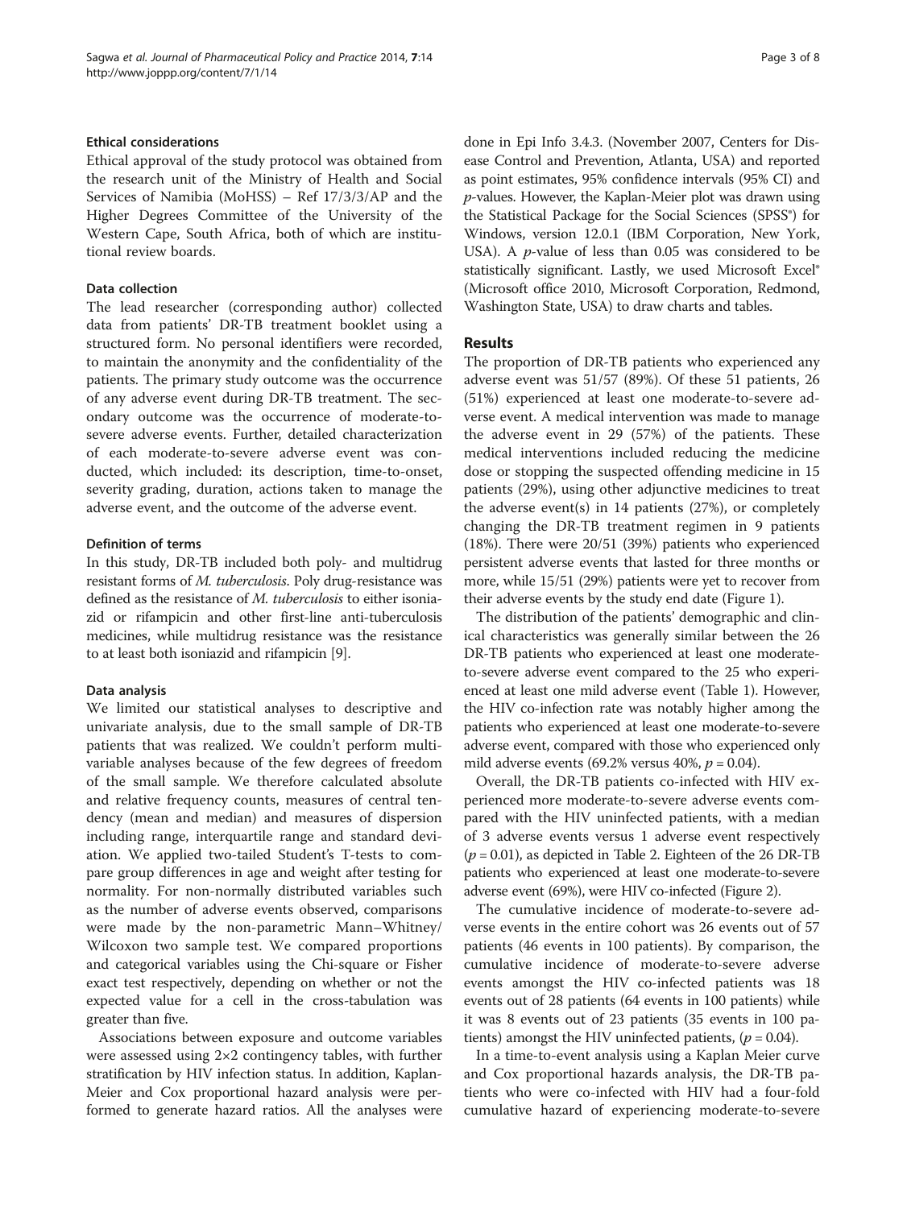### Ethical considerations

Ethical approval of the study protocol was obtained from the research unit of the Ministry of Health and Social Services of Namibia (MoHSS) – Ref 17/3/3/AP and the Higher Degrees Committee of the University of the Western Cape, South Africa, both of which are institutional review boards.

### Data collection

The lead researcher (corresponding author) collected data from patients' DR-TB treatment booklet using a structured form. No personal identifiers were recorded, to maintain the anonymity and the confidentiality of the patients. The primary study outcome was the occurrence of any adverse event during DR-TB treatment. The secondary outcome was the occurrence of moderate-to-severe adverse events. Further, detailed characterization of each moderate-to-severe adverse event was conducted, which included: its description, time-to-onset, severity grading, duration, actions taken to manage the adverse event, and the outcome of the adverse event.

### Definition of terms

In this study, DR-TB included both poly- and multidrug resistant forms of *M. tuberculosis*. Poly drug-resistance was defined as the resistance of *M. tuberculosis* to either isoniazid or rifampicin and other first-line anti-tuberculosis medicines, while multidrug resistance was the resistance to at least both isoniazid and rifampicin [9].

### Data analysis

We limited our statistical analyses to descriptive and univariate analysis, due to the small sample of DR-TB patients that was realized. We couldn't perform multivariable analyses because of the few degrees of freedom of the small sample. We therefore calculated absolute and relative frequency counts, measures of central tendency (mean and median) and measures of dispersion including range, interquartile range and standard deviation. We applied two-tailed Student's T-tests to compare group differences in age and weight after testing for normality. For non-normally distributed variables such as the number of adverse events observed, comparisons were made by the non-parametric Mann–Whitney/Wilcoxon two sample test. We compared proportions and categorical variables using the Chi-square or Fisher exact test respectively, depending on whether or not the expected value for a cell in the cross-tabulation was greater than five.

Associations between exposure and outcome variables were assessed using 2×2 contingency tables, with further stratification by HIV infection status. In addition, Kaplan-Meier and Cox proportional hazard analysis were performed to generate hazard ratios. All the analyses were done in Epi Info 3.4.3. (November 2007, Centers for Disease Control and Prevention, Atlanta, USA) and reported as point estimates, 95% confidence intervals (95% CI) and *p*-values. However, the Kaplan-Meier plot was drawn using the Statistical Package for the Social Sciences (SPSS®) for Windows, version 12.0.1 (IBM Corporation, New York, USA). A *p*-value of less than 0.05 was considered to be statistically significant. Lastly, we used Microsoft Excel® (Microsoft office 2010, Microsoft Corporation, Redmond, Washington State, USA) to draw charts and tables.

## Results

The proportion of DR-TB patients who experienced any adverse event was 51/57 (89%). Of these 51 patients, 26 (51%) experienced at least one moderate-to-severe adverse event. A medical intervention was made to manage the adverse event in 29 (57%) of the patients. These medical interventions included reducing the medicine dose or stopping the suspected offending medicine in 15 patients (29%), using other adjunctive medicines to treat the adverse event(s) in 14 patients (27%), or completely changing the DR-TB treatment regimen in 9 patients (18%). There were 20/51 (39%) patients who experienced persistent adverse events that lasted for three months or more, while 15/51 (29%) patients were yet to recover from their adverse events by the study end date (Figure 1).

The distribution of the patients' demographic and clinical characteristics was generally similar between the 26 DR-TB patients who experienced at least one moderate-to-severe adverse event compared to the 25 who experienced at least one mild adverse event (Table 1). However, the HIV co-infection rate was notably higher among the patients who experienced at least one moderate-to-severe adverse event, compared with those who experienced only mild adverse events (69.2% versus 40%, $p = 0.04$).

Overall, the DR-TB patients co-infected with HIV experienced more moderate-to-severe adverse events compared with the HIV uninfected patients, with a median of 3 adverse events versus 1 adverse event respectively ($p = 0.01$), as depicted in Table 2. Eighteen of the 26 DR-TB patients who experienced at least one moderate-to-severe adverse event (69%), were HIV co-infected (Figure 2).

The cumulative incidence of moderate-to-severe adverse events in the entire cohort was 26 events out of 57 patients (46 events in 100 patients). By comparison, the cumulative incidence of moderate-to-severe adverse events amongst the HIV co-infected patients was 18 events out of 28 patients (64 events in 100 patients) while it was 8 events out of 23 patients (35 events in 100 patients) amongst the HIV uninfected patients, ($p = 0.04$).

In a time-to-event analysis using a Kaplan Meier curve and Cox proportional hazards analysis, the DR-TB patients who were co-infected with HIV had a four-fold cumulative hazard of experiencing moderate-to-severe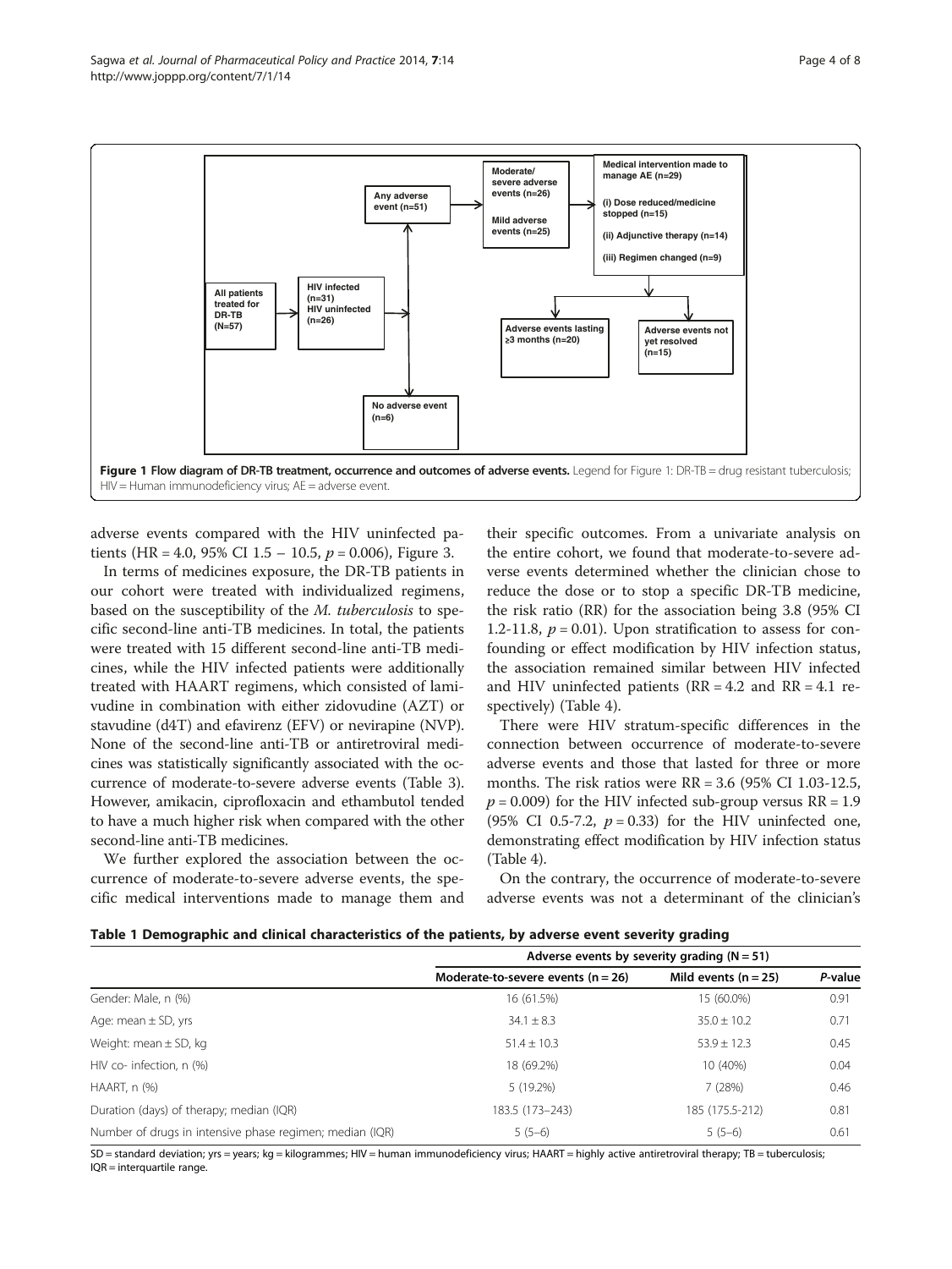Figure 1 Flow diagram of DR-TB treatment, occurrence and outcomes of adverse events. Legend for Figure 1: DR-TB = drug resistant tuberculosis; HIV = Human immunodeficiency virus; AE = adverse event.

adverse events compared with the HIV uninfected patients (HR = 4.0, 95% CI 1.5 – 10.5, $p = 0.006$), Figure 3.

In terms of medicines exposure, the DR-TB patients in our cohort were treated with individualized regimens, based on the susceptibility of the *M. tuberculosis* to specific second-line anti-TB medicines. In total, the patients were treated with 15 different second-line anti-TB medicines, while the HIV infected patients were additionally treated with HAART regimens, which consisted of lamivudine in combination with either zidovudine (AZT) or stavudine (d4T) and efavirenz (EFV) or nevirapine (NVP). None of the second-line anti-TB or antiretroviral medicines was statistically significantly associated with the occurrence of moderate-to-severe adverse events (Table 3). However, amikacin, ciprofloxacin and ethambutol tended to have a much higher risk when compared with the other second-line anti-TB medicines.

We further explored the association between the occurrence of moderate-to-severe adverse events, the specific medical interventions made to manage them and their specific outcomes. From a univariate analysis on the entire cohort, we found that moderate-to-severe adverse events determined whether the clinician chose to reduce the dose or to stop a specific DR-TB medicine, the risk ratio (RR) for the association being 3.8 (95% CI 1.2-11.8, $p = 0.01$). Upon stratification to assess for confounding or effect modification by HIV infection status, the association remained similar between HIV infected and HIV uninfected patients (RR = 4.2 and RR = 4.1 respectively) (Table 4).

There were HIV stratum-specific differences in the connection between occurrence of moderate-to-severe adverse events and those that lasted for three or more months. The risk ratios were RR = 3.6 (95% CI 1.03-12.5, $p = 0.009$) for the HIV infected sub-group versus RR = 1.9 (95% CI 0.5-7.2, $p = 0.33$) for the HIV uninfected one, demonstrating effect modification by HIV infection status (Table 4).

On the contrary, the occurrence of moderate-to-severe adverse events was not a determinant of the clinician's

**Table 1 Demographic and clinical characteristics of the patients, by adverse event severity grading**

| | Adverse events by severity grading (N = 51) | | |
|---|---|---|---|
| | Moderate-to-severe events (n = 26) | Mild events (n = 25) | *P*-value |
| Gender: Male, n (%) | 16 (61.5%) | 15 (60.0%) | 0.91 |
| Age: mean ± SD, yrs | 34.1 ± 8.3 | 35.0 ± 10.2 | 0.71 |
| Weight: mean ± SD, kg | 51.4 ± 10.3 | 53.9 ± 12.3 | 0.45 |
| HIV co- infection, n (%) | 18 (69.2%) | 10 (40%) | 0.04 |
| HAART, n (%) | 5 (19.2%) | 7 (28%) | 0.46 |
| Duration (days) of therapy; median (IQR) | 183.5 (173–243) | 185 (175.5-212) | 0.81 |
| Number of drugs in intensive phase regimen; median (IQR) | 5 (5–6) | 5 (5–6) | 0.61 |

SD = standard deviation; yrs = years; kg = kilogrammes; HIV = human immunodeficiency virus; HAART = highly active antiretroviral therapy; TB = tuberculosis; IQR = interquartile range.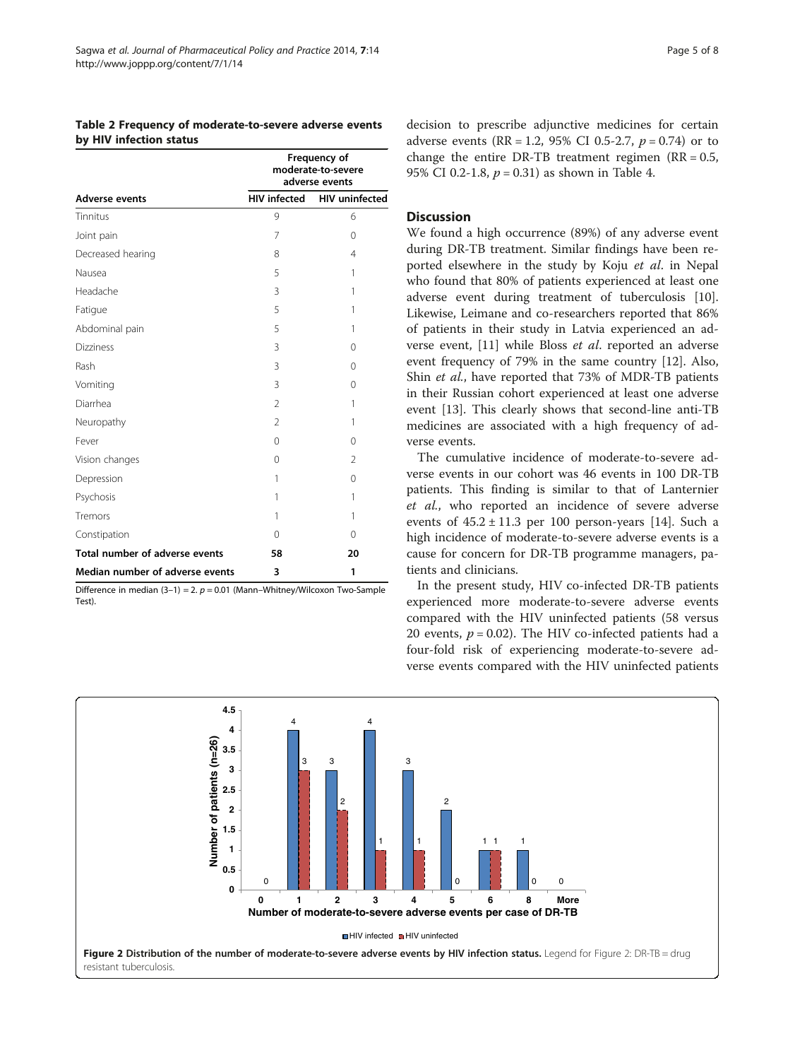**Table 2 Frequency of moderate-to-severe adverse events by HIV infection status**

| Adverse events | Frequency of moderate-to-severe adverse events | |
|---|---|---|
| | HIV infected | HIV uninfected |
| Tinnitus | 9 | 6 |
| Joint pain | 7 | 0 |
| Decreased hearing | 8 | 4 |
| Nausea | 5 | 1 |
| Headache | 3 | 1 |
| Fatigue | 5 | 1 |
| Abdominal pain | 5 | 1 |
| Dizziness | 3 | 0 |
| Rash | 3 | 0 |
| Vomiting | 3 | 0 |
| Diarrhea | 2 | 1 |
| Neuropathy | 2 | 1 |
| Fever | 0 | 0 |
| Vision changes | 0 | 2 |
| Depression | 1 | 0 |
| Psychosis | 1 | 1 |
| Tremors | 1 | 1 |
| Constipation | 0 | 0 |
| **Total number of adverse events** | **58** | **20** |
| **Median number of adverse events** | **3** | **1** |

Difference in median (3–1) = 2. $p = 0.01$ (Mann–Whitney/Wilcoxon Two-Sample Test).

decision to prescribe adjunctive medicines for certain adverse events (RR = 1.2, 95% CI 0.5-2.7, $p = 0.74$) or to change the entire DR-TB treatment regimen (RR = 0.5, 95% CI 0.2-1.8, $p = 0.31$) as shown in Table 4.

## Discussion

We found a high occurrence (89%) of any adverse event during DR-TB treatment. Similar findings have been reported elsewhere in the study by Koju *et al*. in Nepal who found that 80% of patients experienced at least one adverse event during treatment of tuberculosis [10]. Likewise, Leimane and co-researchers reported that 86% of patients in their study in Latvia experienced an adverse event, [11] while Bloss *et al*. reported an adverse event frequency of 79% in the same country [12]. Also, Shin *et al.*, have reported that 73% of MDR-TB patients in their Russian cohort experienced at least one adverse event [13]. This clearly shows that second-line anti-TB medicines are associated with a high frequency of adverse events.

The cumulative incidence of moderate-to-severe adverse events in our cohort was 46 events in 100 DR-TB patients. This finding is similar to that of Lanternier *et al.*, who reported an incidence of severe adverse events of $45.2 \pm 11.3$ per 100 person-years [14]. Such a high incidence of moderate-to-severe adverse events is a cause for concern for DR-TB programme managers, patients and clinicians.

In the present study, HIV co-infected DR-TB patients experienced more moderate-to-severe adverse events compared with the HIV uninfected patients (58 versus 20 events, $p = 0.02$). The HIV co-infected patients had a four-fold risk of experiencing moderate-to-severe adverse events compared with the HIV uninfected patients

**Figure 2 Distribution of the number of moderate-to-severe adverse events by HIV infection status.** Legend for Figure 2: DR-TB = drug resistant tuberculosis.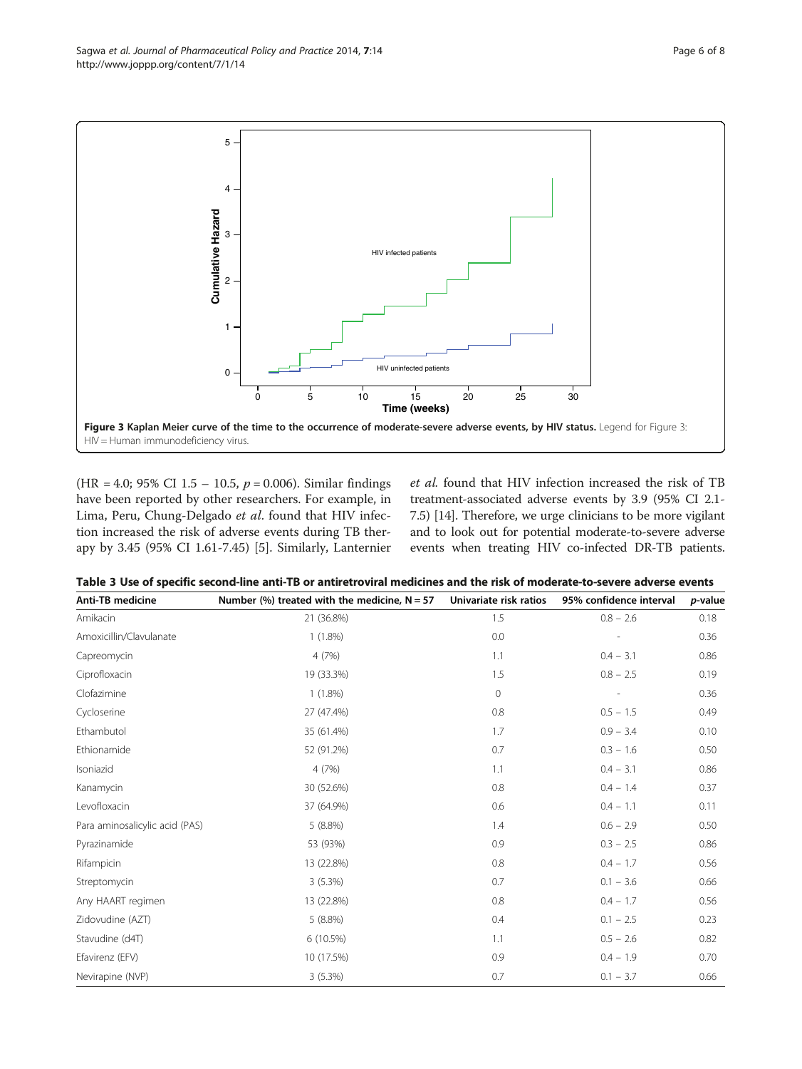**Figure 3 Kaplan Meier curve of the time to the occurrence of moderate-severe adverse events, by HIV status.** Legend for Figure 3: HIV = Human immunodeficiency virus.

(HR = 4.0; 95% CI 1.5 – 10.5, $p = 0.006$). Similar findings have been reported by other researchers. For example, in Lima, Peru, Chung-Delgado *et al*. found that HIV infection increased the risk of adverse events during TB therapy by 3.45 (95% CI 1.61-7.45) [5]. Similarly, Lanternier *et al.* found that HIV infection increased the risk of TB treatment-associated adverse events by 3.9 (95% CI 2.1-7.5) [14]. Therefore, we urge clinicians to be more vigilant and to look out for potential moderate-to-severe adverse events when treating HIV co-infected DR-TB patients.

**Table 3 Use of specific second-line anti-TB or antiretroviral medicines and the risk of moderate-to-severe adverse events**

| Anti-TB medicine | Number (%) treated with the medicine, N = 57 | Univariate risk ratios | 95% confidence interval | *p*-value |
|---|---|---|---|---|
| Amikacin | 21 (36.8%) | 1.5 | 0.8 – 2.6 | 0.18 |
| Amoxicillin/Clavulanate | 1 (1.8%) | 0.0 | - | 0.36 |
| Capreomycin | 4 (7%) | 1.1 | 0.4 – 3.1 | 0.86 |
| Ciprofloxacin | 19 (33.3%) | 1.5 | 0.8 – 2.5 | 0.19 |
| Clofazimine | 1 (1.8%) | 0 | - | 0.36 |
| Cycloserine | 27 (47.4%) | 0.8 | 0.5 – 1.5 | 0.49 |
| Ethambutol | 35 (61.4%) | 1.7 | 0.9 – 3.4 | 0.10 |
| Ethionamide | 52 (91.2%) | 0.7 | 0.3 – 1.6 | 0.50 |
| Isoniazid | 4 (7%) | 1.1 | 0.4 – 3.1 | 0.86 |
| Kanamycin | 30 (52.6%) | 0.8 | 0.4 – 1.4 | 0.37 |
| Levofloxacin | 37 (64.9%) | 0.6 | 0.4 – 1.1 | 0.11 |
| Para aminosalicylic acid (PAS) | 5 (8.8%) | 1.4 | 0.6 – 2.9 | 0.50 |
| Pyrazinamide | 53 (93%) | 0.9 | 0.3 – 2.5 | 0.86 |
| Rifampicin | 13 (22.8%) | 0.8 | 0.4 – 1.7 | 0.56 |
| Streptomycin | 3 (5.3%) | 0.7 | 0.1 – 3.6 | 0.66 |
| Any HAART regimen | 13 (22.8%) | 0.8 | 0.4 – 1.7 | 0.56 |
| Zidovudine (AZT) | 5 (8.8%) | 0.4 | 0.1 – 2.5 | 0.23 |
| Stavudine (d4T) | 6 (10.5%) | 1.1 | 0.5 – 2.6 | 0.82 |
| Efavirenz (EFV) | 10 (17.5%) | 0.9 | 0.4 – 1.9 | 0.70 |
| Nevirapine (NVP) | 3 (5.3%) | 0.7 | 0.1 – 3.7 | 0.66 |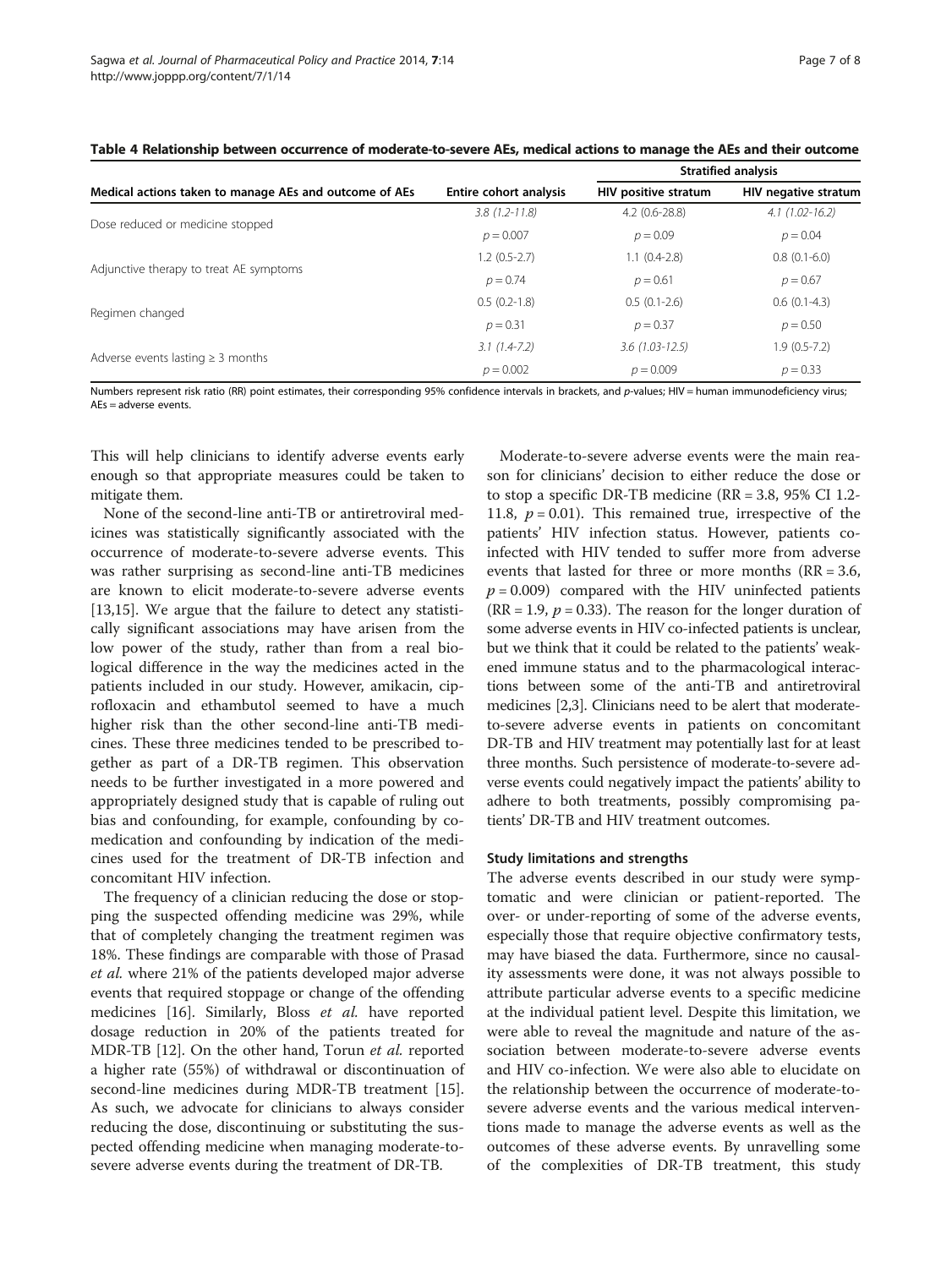**Table 4 Relationship between occurrence of moderate-to-severe AEs, medical actions to manage the AEs and their outcome**

| Medical actions taken to manage AEs and outcome of AEs | Entire cohort analysis | Stratified analysis | |
|---|---|---|---|
| | | HIV positive stratum | HIV negative stratum |
| Dose reduced or medicine stopped | *3.8 (1.2-11.8)* $p = 0.007$ | 4.2 (0.6-28.8) $p = 0.09$ | *4.1 (1.02-16.2)* $p = 0.04$ |
| Adjunctive therapy to treat AE symptoms | 1.2 (0.5-2.7) $p = 0.74$ | 1.1 (0.4-2.8) $p = 0.61$ | 0.8 (0.1-6.0) $p = 0.67$ |
| Regimen changed | 0.5 (0.2-1.8) $p = 0.31$ | 0.5 (0.1-2.6) $p = 0.37$ | 0.6 (0.1-4.3) $p = 0.50$ |
| Adverse events lasting ≥ 3 months | *3.1 (1.4-7.2)* $p = 0.002$ | *3.6 (1.03-12.5)* $p = 0.009$ | 1.9 (0.5-7.2) $p = 0.33$ |

Numbers represent risk ratio (RR) point estimates, their corresponding 95% confidence intervals in brackets, and *p*-values; HIV = human immunodeficiency virus; AEs = adverse events.

This will help clinicians to identify adverse events early enough so that appropriate measures could be taken to mitigate them.

None of the second-line anti-TB or antiretroviral medicines was statistically significantly associated with the occurrence of moderate-to-severe adverse events. This was rather surprising as second-line anti-TB medicines are known to elicit moderate-to-severe adverse events [13,15]. We argue that the failure to detect any statistically significant associations may have arisen from the low power of the study, rather than from a real biological difference in the way the medicines acted in the patients included in our study. However, amikacin, ciprofloxacin and ethambutol seemed to have a much higher risk than the other second-line anti-TB medicines. These three medicines tended to be prescribed together as part of a DR-TB regimen. This observation needs to be further investigated in a more powered and appropriately designed study that is capable of ruling out bias and confounding, for example, confounding by co-medication and confounding by indication of the medicines used for the treatment of DR-TB infection and concomitant HIV infection.

The frequency of a clinician reducing the dose or stopping the suspected offending medicine was 29%, while that of completely changing the treatment regimen was 18%. These findings are comparable with those of Prasad *et al.* where 21% of the patients developed major adverse events that required stoppage or change of the offending medicines [16]. Similarly, Bloss *et al.* have reported dosage reduction in 20% of the patients treated for MDR-TB [12]. On the other hand, Torun *et al.* reported a higher rate (55%) of withdrawal or discontinuation of second-line medicines during MDR-TB treatment [15]. As such, we advocate for clinicians to always consider reducing the dose, discontinuing or substituting the suspected offending medicine when managing moderate-to-severe adverse events during the treatment of DR-TB.

Moderate-to-severe adverse events were the main reason for clinicians' decision to either reduce the dose or to stop a specific DR-TB medicine (RR = 3.8, 95% CI 1.2-11.8, $p = 0.01$). This remained true, irrespective of the patients' HIV infection status. However, patients co-infected with HIV tended to suffer more from adverse events that lasted for three or more months (RR = 3.6, $p = 0.009$) compared with the HIV uninfected patients (RR = 1.9, $p = 0.33$). The reason for the longer duration of some adverse events in HIV co-infected patients is unclear, but we think that it could be related to the patients' weakened immune status and to the pharmacological interactions between some of the anti-TB and antiretroviral medicines [2,3]. Clinicians need to be alert that moderate-to-severe adverse events in patients on concomitant DR-TB and HIV treatment may potentially last for at least three months. Such persistence of moderate-to-severe adverse events could negatively impact the patients' ability to adhere to both treatments, possibly compromising patients' DR-TB and HIV treatment outcomes.

### Study limitations and strengths

The adverse events described in our study were symptomatic and were clinician or patient-reported. The over- or under-reporting of some of the adverse events, especially those that require objective confirmatory tests, may have biased the data. Furthermore, since no causality assessments were done, it was not always possible to attribute particular adverse events to a specific medicine at the individual patient level. Despite this limitation, we were able to reveal the magnitude and nature of the association between moderate-to-severe adverse events and HIV co-infection. We were also able to elucidate on the relationship between the occurrence of moderate-to-severe adverse events and the various medical interventions made to manage the adverse events as well as the outcomes of these adverse events. By unravelling some of the complexities of DR-TB treatment, this study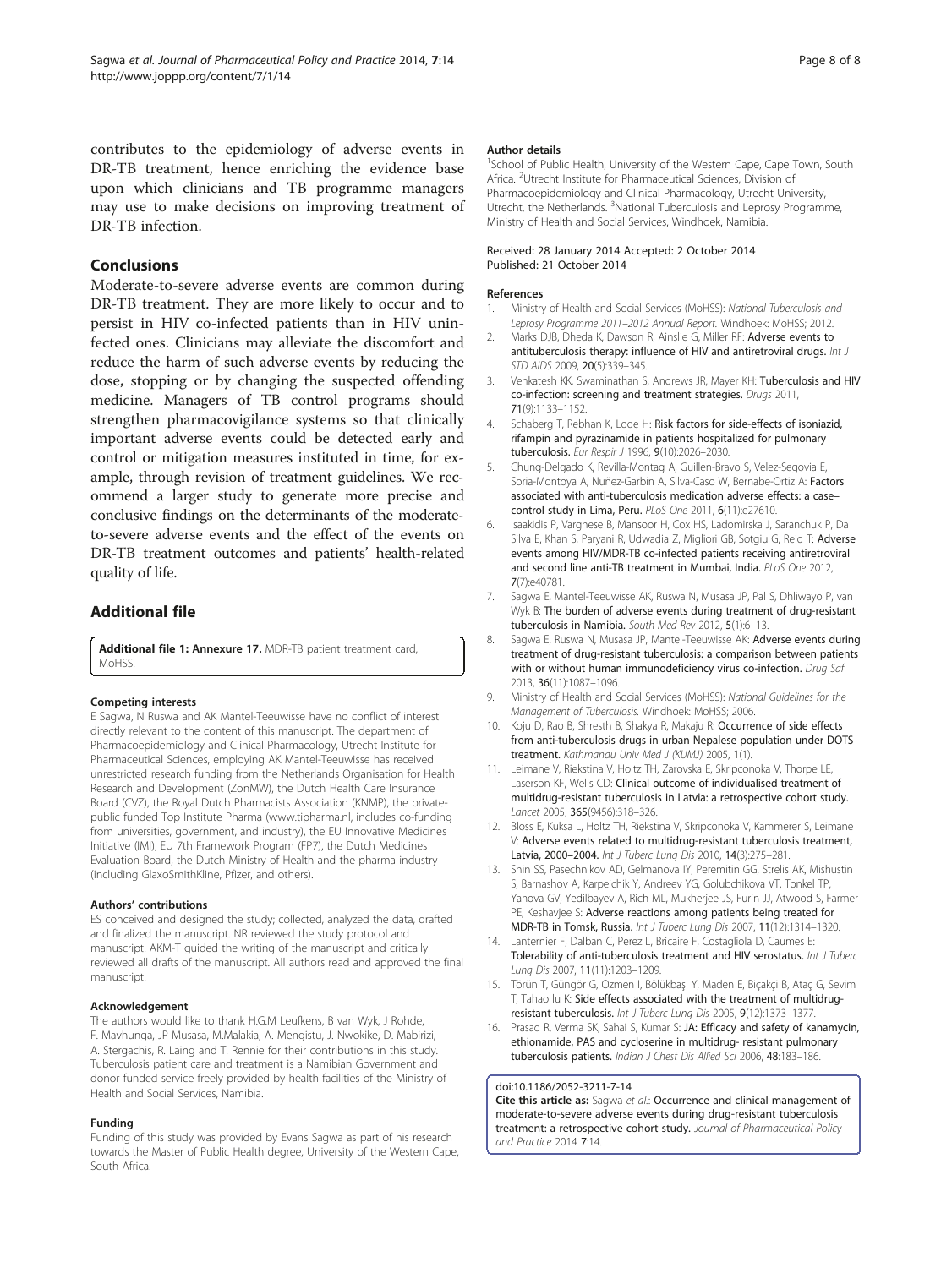contributes to the epidemiology of adverse events in DR-TB treatment, hence enriching the evidence base upon which clinicians and TB programme managers may use to make decisions on improving treatment of DR-TB infection.

## Conclusions

Moderate-to-severe adverse events are common during DR-TB treatment. They are more likely to occur and to persist in HIV co-infected patients than in HIV uninfected ones. Clinicians may alleviate the discomfort and reduce the harm of such adverse events by reducing the dose, stopping or by changing the suspected offending medicine. Managers of TB control programs should strengthen pharmacovigilance systems so that clinically important adverse events could be detected early and control or mitigation measures instituted in time, for example, through revision of treatment guidelines. We recommend a larger study to generate more precise and conclusive findings on the determinants of the moderate-to-severe adverse events and the effect of the events on DR-TB treatment outcomes and patients' health-related quality of life.

## Additional file

**Additional file 1: Annexure 17.** MDR-TB patient treatment card, MoHSS.

#### Competing interests

E Sagwa, N Ruswa and AK Mantel-Teeuwisse have no conflict of interest directly relevant to the content of this manuscript. The department of Pharmacoepidemiology and Clinical Pharmacology, Utrecht Institute for Pharmaceutical Sciences, employing AK Mantel-Teeuwisse has received unrestricted research funding from the Netherlands Organisation for Health Research and Development (ZonMW), the Dutch Health Care Insurance Board (CVZ), the Royal Dutch Pharmacists Association (KNMP), the private-public funded Top Institute Pharma (www.tipharma.nl, includes co-funding from universities, government, and industry), the EU Innovative Medicines Initiative (IMI), EU 7th Framework Program (FP7), the Dutch Medicines Evaluation Board, the Dutch Ministry of Health and the pharma industry (including GlaxoSmithKline, Pfizer, and others).

#### Authors' contributions

ES conceived and designed the study; collected, analyzed the data, drafted and finalized the manuscript. NR reviewed the study protocol and manuscript. AKM-T guided the writing of the manuscript and critically reviewed all drafts of the manuscript. All authors read and approved the final manuscript.

#### Acknowledgement

The authors would like to thank H.G.M Leufkens, B van Wyk, J Rohde, F. Mavhunga, JP Musasa, M.Malakia, A. Mengistu, J. Nwokike, D. Mabirizi, A. Stergachis, R. Laing and T. Rennie for their contributions in this study. Tuberculosis patient care and treatment is a Namibian Government and donor funded service freely provided by health facilities of the Ministry of Health and Social Services, Namibia.

#### Funding

Funding of this study was provided by Evans Sagwa as part of his research towards the Master of Public Health degree, University of the Western Cape, South Africa.

#### Author details

[1]School of Public Health, University of the Western Cape, Cape Town, South Africa. [2]Utrecht Institute for Pharmaceutical Sciences, Division of Pharmacoepidemiology and Clinical Pharmacology, Utrecht University, Utrecht, the Netherlands. [3]National Tuberculosis and Leprosy Programme, Ministry of Health and Social Services, Windhoek, Namibia.

Received: 28 January 2014 Accepted: 2 October 2014
Published: 21 October 2014

#### References

1. Ministry of Health and Social Services (MoHSS): *National Tuberculosis and Leprosy Programme 2011–2012 Annual Report.* Windhoek: MoHSS; 2012.
2. Marks DJB, Dheda K, Dawson R, Ainslie G, Miller RF: **Adverse events to antituberculosis therapy: influence of HIV and antiretroviral drugs.** *Int J STD AIDS* 2009, **20**(5):339–345.
3. Venkatesh KK, Swaminathan S, Andrews JR, Mayer KH: **Tuberculosis and HIV co-infection: screening and treatment strategies.** *Drugs* 2011, **71**(9):1133–1152.
4. Schaberg T, Rebhan K, Lode H: **Risk factors for side-effects of isoniazid, rifampin and pyrazinamide in patients hospitalized for pulmonary tuberculosis.** *Eur Respir J* 1996, **9**(10):2026–2030.
5. Chung-Delgado K, Revilla-Montag A, Guillen-Bravo S, Velez-Segovia E, Soria-Montoya A, Nuñez-Garbin A, Silva-Caso W, Bernabe-Ortiz A: **Factors associated with anti-tuberculosis medication adverse effects: a case–control study in Lima, Peru.** *PLoS One* 2011, **6**(11):e27610.
6. Isaakidis P, Varghese B, Mansoor H, Cox HS, Ladomirska J, Saranchuk P, Da Silva E, Khan S, Paryani R, Udwadia Z, Migliori GB, Sotgiu G, Reid T: **Adverse events among HIV/MDR-TB co-infected patients receiving antiretroviral and second line anti-TB treatment in Mumbai, India.** *PLoS One* 2012, **7**(7):e40781.
7. Sagwa E, Mantel-Teeuwisse AK, Ruswa N, Musasa JP, Pal S, Dhliwayo P, van Wyk B: **The burden of adverse events during treatment of drug-resistant tuberculosis in Namibia.** *South Med Rev* 2012, **5**(1):6–13.
8. Sagwa E, Ruswa N, Musasa JP, Mantel-Teeuwisse AK: **Adverse events during treatment of drug-resistant tuberculosis: a comparison between patients with or without human immunodeficiency virus co-infection.** *Drug Saf* 2013, **36**(11):1087–1096.
9. Ministry of Health and Social Services (MoHSS): *National Guidelines for the Management of Tuberculosis.* Windhoek: MoHSS; 2006.
10. Koju D, Rao B, Shresth B, Shakya R, Makaju R: **Occurrence of side effects from anti-tuberculosis drugs in urban Nepalese population under DOTS treatment.** *Kathmandu Univ Med J (KUMJ)* 2005, **1**(1).
11. Leimane V, Riekstina V, Holtz TH, Zarovska E, Skripconoka V, Thorpe LE, Laserson KF, Wells CD: **Clinical outcome of individualised treatment of multidrug-resistant tuberculosis in Latvia: a retrospective cohort study.** *Lancet* 2005, **365**(9456):318–326.
12. Bloss E, Kuksa L, Holtz TH, Riekstina V, Skripconoka V, Kammerer S, Leimane V: **Adverse events related to multidrug-resistant tuberculosis treatment, Latvia, 2000–2004.** *Int J Tuberc Lung Dis* 2010, **14**(3):275–281.
13. Shin SS, Pasechnikov AD, Gelmanova IY, Peremitin GG, Strelis AK, Mishustin S, Barnashov A, Karpeichik Y, Andreev YG, Golubchikova VT, Tonkel TP, Yanova GV, Yedilbayev A, Rich ML, Mukherjee JS, Furin JJ, Atwood S, Farmer PE, Keshavjee S: **Adverse reactions among patients being treated for MDR-TB in Tomsk, Russia.** *Int J Tuberc Lung Dis* 2007, **11**(12):1314–1320.
14. Lanternier F, Dalban C, Perez L, Bricaire F, Costagliola D, Caumes E: **Tolerability of anti-tuberculosis treatment and HIV serostatus.** *Int J Tuberc Lung Dis* 2007, **11**(11):1203–1209.
15. Törün T, Güngör G, Ozmen I, Bölükbaşi Y, Maden E, Biçakçi B, Ataç G, Sevim T, Tahao lu K: **Side effects associated with the treatment of multidrug-resistant tuberculosis.** *Int J Tuberc Lung Dis* 2005, **9**(12):1373–1377.
16. Prasad R, Verma SK, Sahai S, Kumar S: JA: **Efficacy and safety of kanamycin, ethionamide, PAS and cycloserine in multidrug- resistant pulmonary tuberculosis patients.** *Indian J Chest Dis Allied Sci* 2006, **48**:183–186.

doi:10.1186/2052-3211-7-14
**Cite this article as:** Sagwa *et al.*: Occurrence and clinical management of moderate-to-severe adverse events during drug-resistant tuberculosis treatment: a retrospective cohort study. *Journal of Pharmaceutical Policy and Practice* 2014 **7**:14.